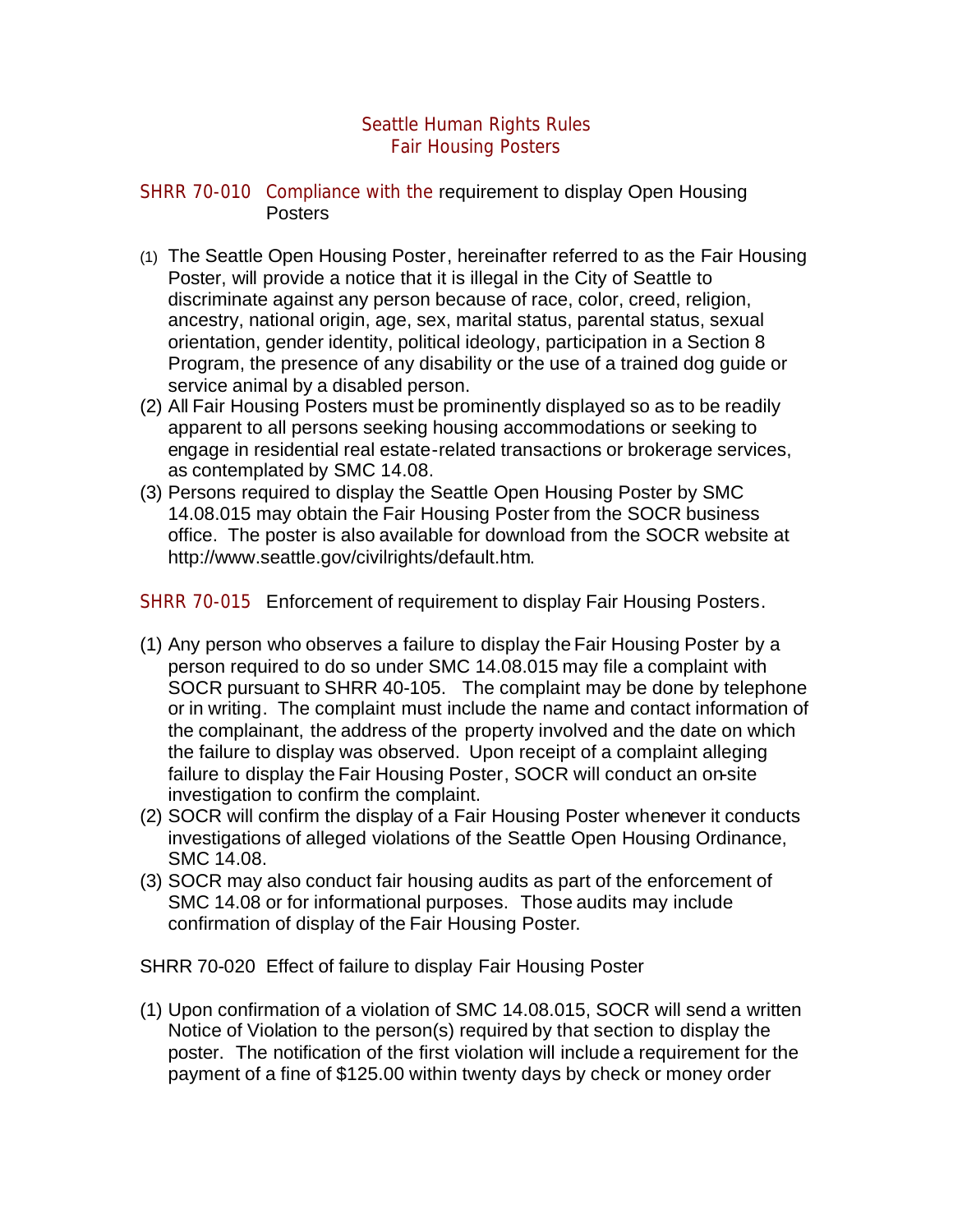# Seattle Human Rights Rules
## Fair Housing Posters

### SHRR 70-010 Compliance with the requirement to display Open Housing Posters

(1) The Seattle Open Housing Poster, hereinafter referred to as the Fair Housing Poster, will provide a notice that it is illegal in the City of Seattle to discriminate against any person because of race, color, creed, religion, ancestry, national origin, age, sex, marital status, parental status, sexual orientation, gender identity, political ideology, participation in a Section 8 Program, the presence of any disability or the use of a trained dog guide or service animal by a disabled person.

(2) All Fair Housing Posters must be prominently displayed so as to be readily apparent to all persons seeking housing accommodations or seeking to engage in residential real estate-related transactions or brokerage services, as contemplated by SMC 14.08.

(3) Persons required to display the Seattle Open Housing Poster by SMC 14.08.015 may obtain the Fair Housing Poster from the SOCR business office. The poster is also available for download from the SOCR website at http://www.seattle.gov/civilrights/default.htm.

### SHRR 70-015 Enforcement of requirement to display Fair Housing Posters.

(1) Any person who observes a failure to display the Fair Housing Poster by a person required to do so under SMC 14.08.015 may file a complaint with SOCR pursuant to SHRR 40-105. The complaint may be done by telephone or in writing. The complaint must include the name and contact information of the complainant, the address of the property involved and the date on which the failure to display was observed. Upon receipt of a complaint alleging failure to display the Fair Housing Poster, SOCR will conduct an on-site investigation to confirm the complaint.

(2) SOCR will confirm the display of a Fair Housing Poster whenever it conducts investigations of alleged violations of the Seattle Open Housing Ordinance, SMC 14.08.

(3) SOCR may also conduct fair housing audits as part of the enforcement of SMC 14.08 or for informational purposes. Those audits may include confirmation of display of the Fair Housing Poster.

### SHRR 70-020 Effect of failure to display Fair Housing Poster

(1) Upon confirmation of a violation of SMC 14.08.015, SOCR will send a written Notice of Violation to the person(s) required by that section to display the poster. The notification of the first violation will include a requirement for the payment of a fine of $125.00 within twenty days by check or money order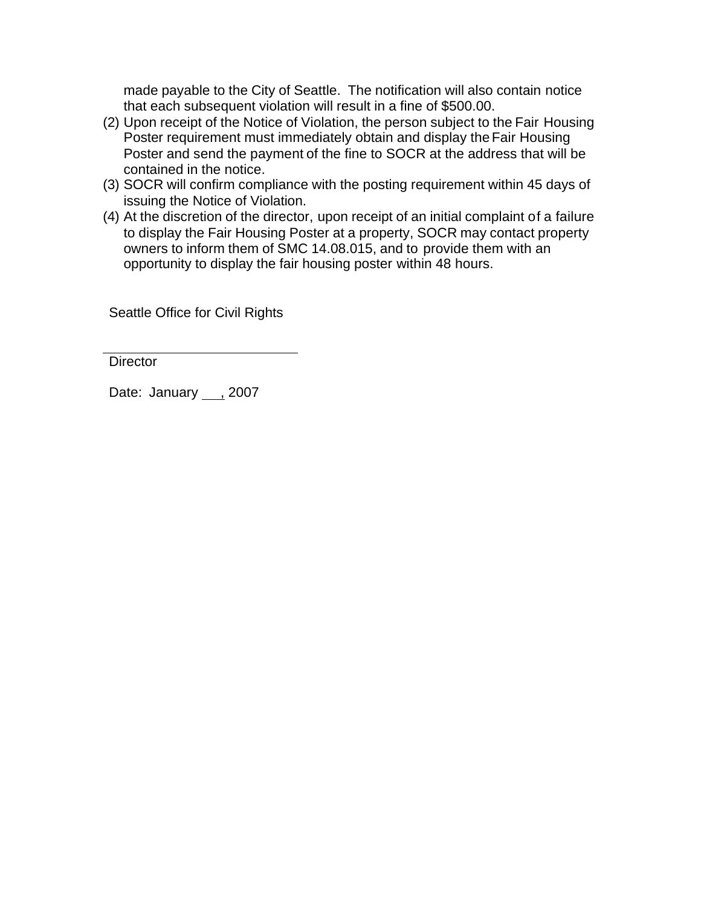made payable to the City of Seattle. The notification will also contain notice that each subsequent violation will result in a fine of $500.00.

(2) Upon receipt of the Notice of Violation, the person subject to the Fair Housing Poster requirement must immediately obtain and display the Fair Housing Poster and send the payment of the fine to SOCR at the address that will be contained in the notice.

(3) SOCR will confirm compliance with the posting requirement within 45 days of issuing the Notice of Violation.

(4) At the discretion of the director, upon receipt of an initial complaint of a failure to display the Fair Housing Poster at a property, SOCR may contact property owners to inform them of SMC 14.08.015, and to provide them with an opportunity to display the fair housing poster within 48 hours.

Seattle Office for Civil Rights

\_\_\_\_\_\_\_\_\_\_\_\_\_\_\_\_\_\_\_\_\_\_\_\_\_\_\_\_

Director

Date: January \_\_\_, 2007